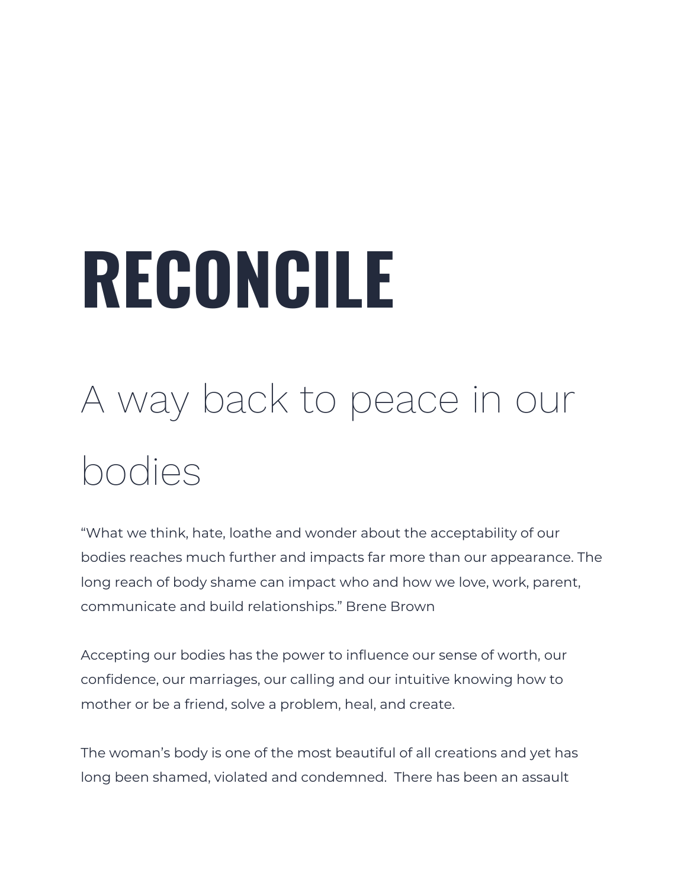# RECONCILE

## A way back to peace in our bodies

"What we think, hate, loathe and wonder about the acceptability of our bodies reaches much further and impacts far more than our appearance. The long reach of body shame can impact who and how we love, work, parent, communicate and build relationships." Brene Brown

Accepting our bodies has the power to influence our sense of worth, our confidence, our marriages, our calling and our intuitive knowing how to mother or be a friend, solve a problem, heal, and create.

The woman's body is one of the most beautiful of all creations and yet has long been shamed, violated and condemned. There has been an assault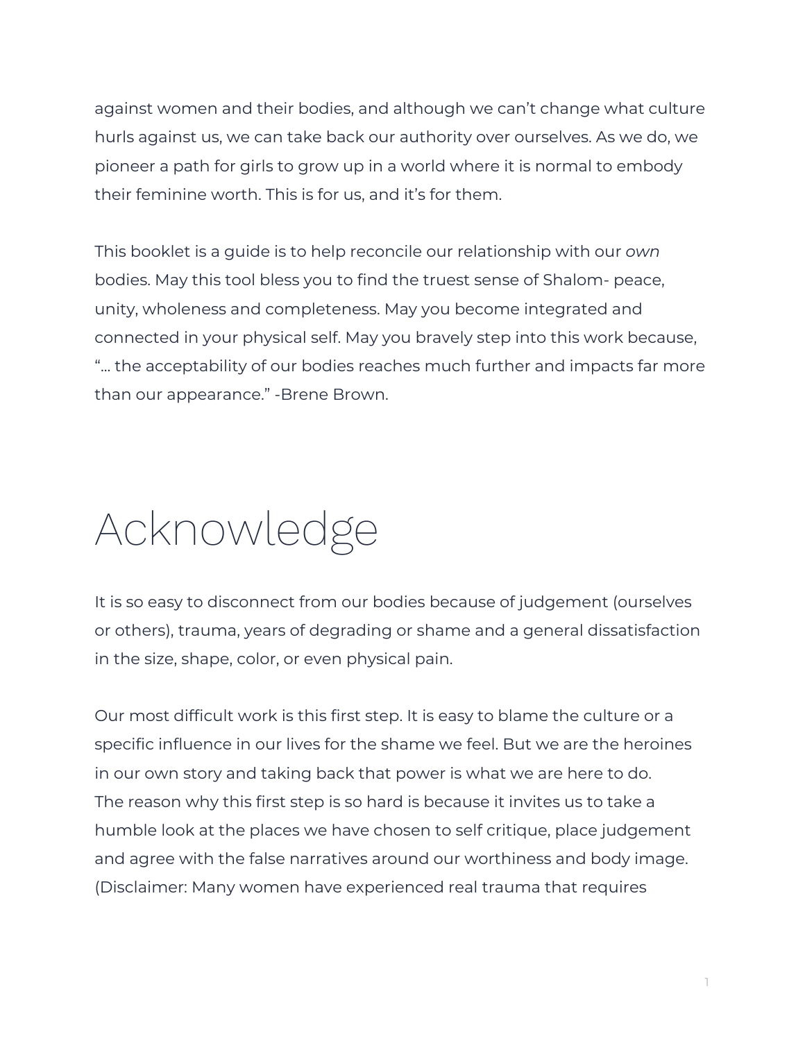against women and their bodies, and although we can't change what culture hurls against us, we can take back our authority over ourselves. As we do, we pioneer a path for girls to grow up in a world where it is normal to embody their feminine worth. This is for us, and it's for them.

This booklet is a guide is to help reconcile our relationship with our *own* bodies. May this tool bless you to find the truest sense of Shalom- peace, unity, wholeness and completeness. May you become integrated and connected in your physical self. May you bravely step into this work because, "... the acceptability of our bodies reaches much further and impacts far more than our appearance." -Brene Brown.

# Acknowledge

It is so easy to disconnect from our bodies because of judgement (ourselves or others), trauma, years of degrading or shame and a general dissatisfaction in the size, shape, color, or even physical pain.

Our most difficult work is this first step. It is easy to blame the culture or a specific influence in our lives for the shame we feel. But we are the heroines in our own story and taking back that power is what we are here to do.
The reason why this first step is so hard is because it invites us to take a humble look at the places we have chosen to self critique, place judgement and agree with the false narratives around our worthiness and body image. (Disclaimer: Many women have experienced real trauma that requires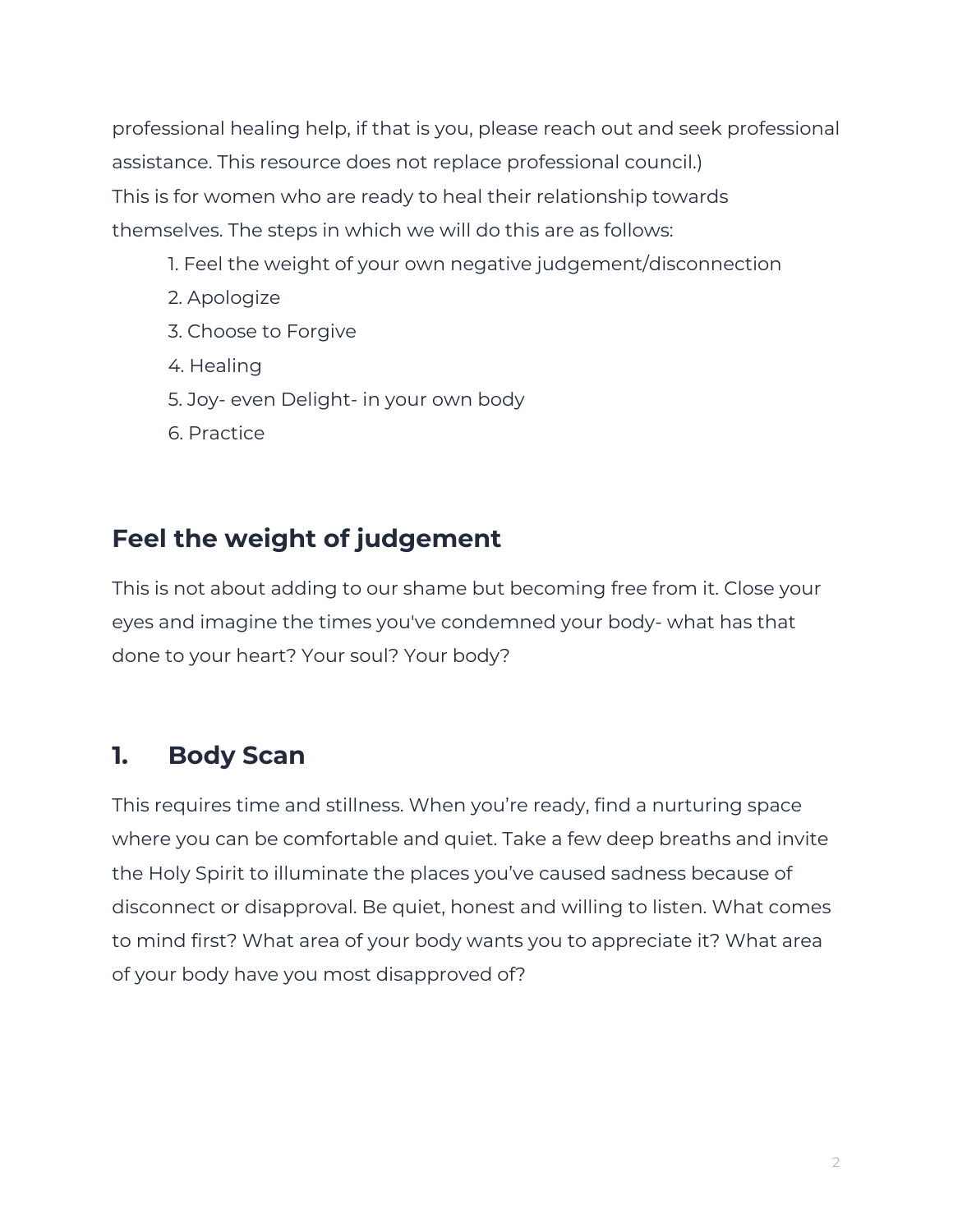professional healing help, if that is you, please reach out and seek professional assistance. This resource does not replace professional council.)

This is for women who are ready to heal their relationship towards themselves. The steps in which we will do this are as follows:

1. Feel the weight of your own negative judgement/disconnection
2. Apologize
3. Choose to Forgive
4. Healing
5. Joy- even Delight- in your own body
6. Practice

## Feel the weight of judgement

This is not about adding to our shame but becoming free from it. Close your eyes and imagine the times you've condemned your body- what has that done to your heart? Your soul? Your body?

## 1. Body Scan

This requires time and stillness. When you're ready, find a nurturing space where you can be comfortable and quiet. Take a few deep breaths and invite the Holy Spirit to illuminate the places you've caused sadness because of disconnect or disapproval. Be quiet, honest and willing to listen. What comes to mind first? What area of your body wants you to appreciate it? What area of your body have you most disapproved of?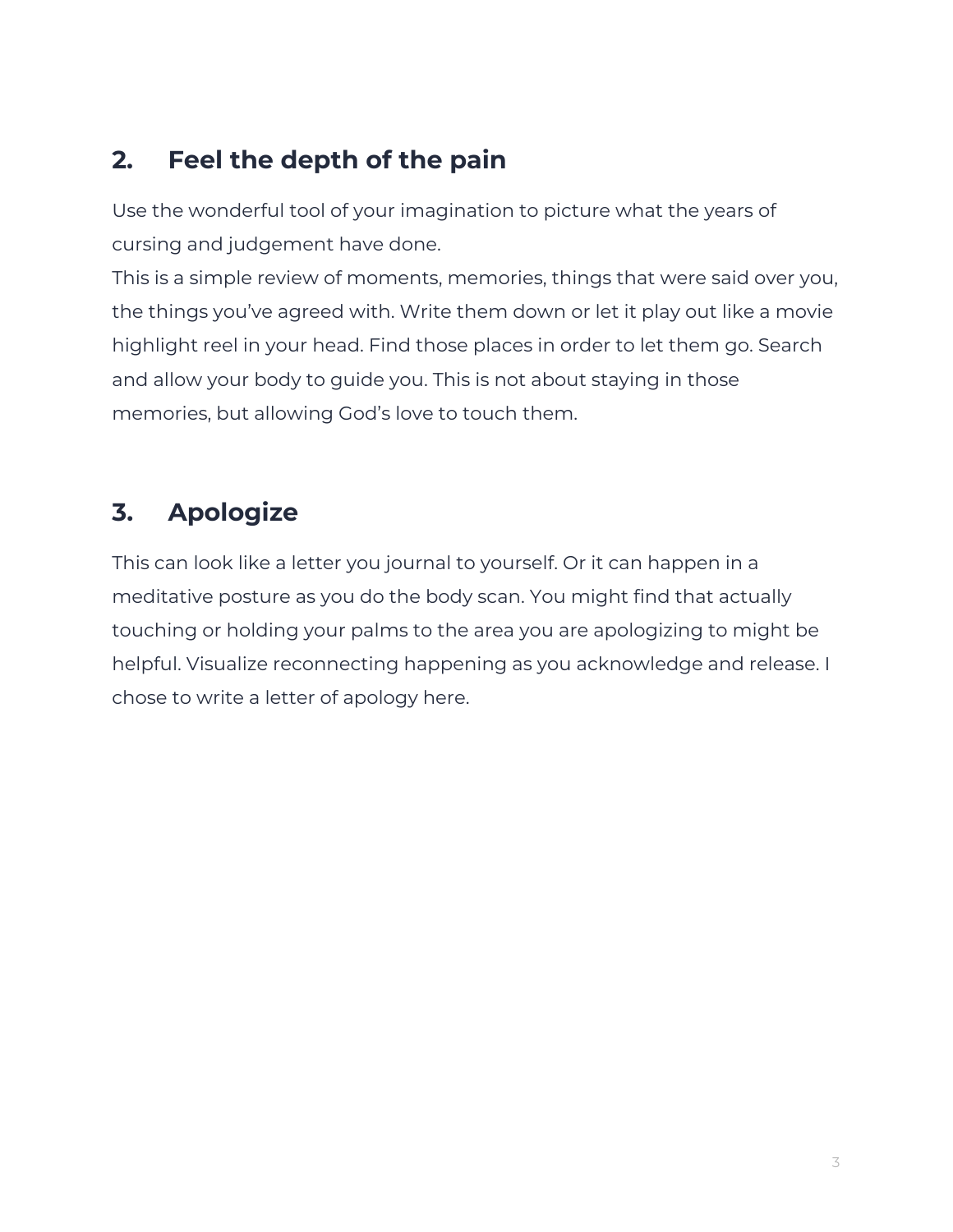## 2. Feel the depth of the pain

Use the wonderful tool of your imagination to picture what the years of cursing and judgement have done.
This is a simple review of moments, memories, things that were said over you, the things you've agreed with. Write them down or let it play out like a movie highlight reel in your head. Find those places in order to let them go. Search and allow your body to guide you. This is not about staying in those memories, but allowing God's love to touch them.

## 3. Apologize

This can look like a letter you journal to yourself. Or it can happen in a meditative posture as you do the body scan. You might find that actually touching or holding your palms to the area you are apologizing to might be helpful. Visualize reconnecting happening as you acknowledge and release. I chose to write a letter of apology here.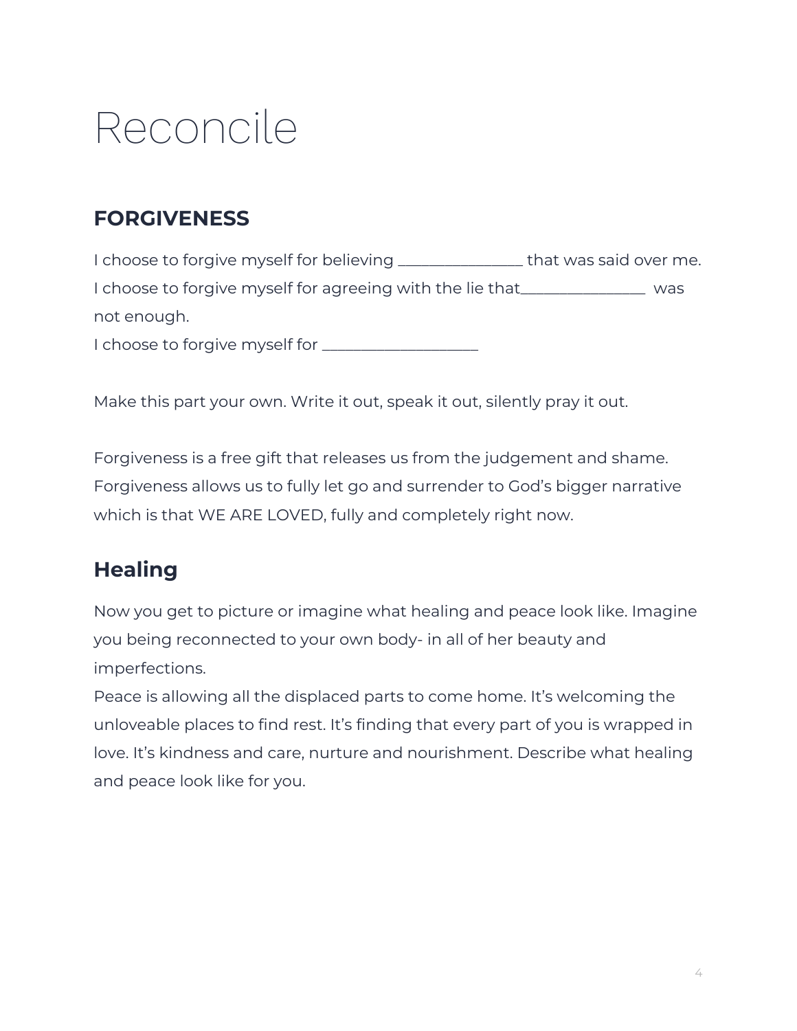# Reconcile

## FORGIVENESS

I choose to forgive myself for believing _______________ that was said over me.
I choose to forgive myself for agreeing with the lie that_______________ was not enough.
I choose to forgive myself for ___________________

Make this part your own. Write it out, speak it out, silently pray it out.

Forgiveness is a free gift that releases us from the judgement and shame. Forgiveness allows us to fully let go and surrender to God's bigger narrative which is that WE ARE LOVED, fully and completely right now.

## Healing

Now you get to picture or imagine what healing and peace look like. Imagine you being reconnected to your own body- in all of her beauty and imperfections.
Peace is allowing all the displaced parts to come home. It's welcoming the unloveable places to find rest. It's finding that every part of you is wrapped in love. It's kindness and care, nurture and nourishment. Describe what healing and peace look like for you.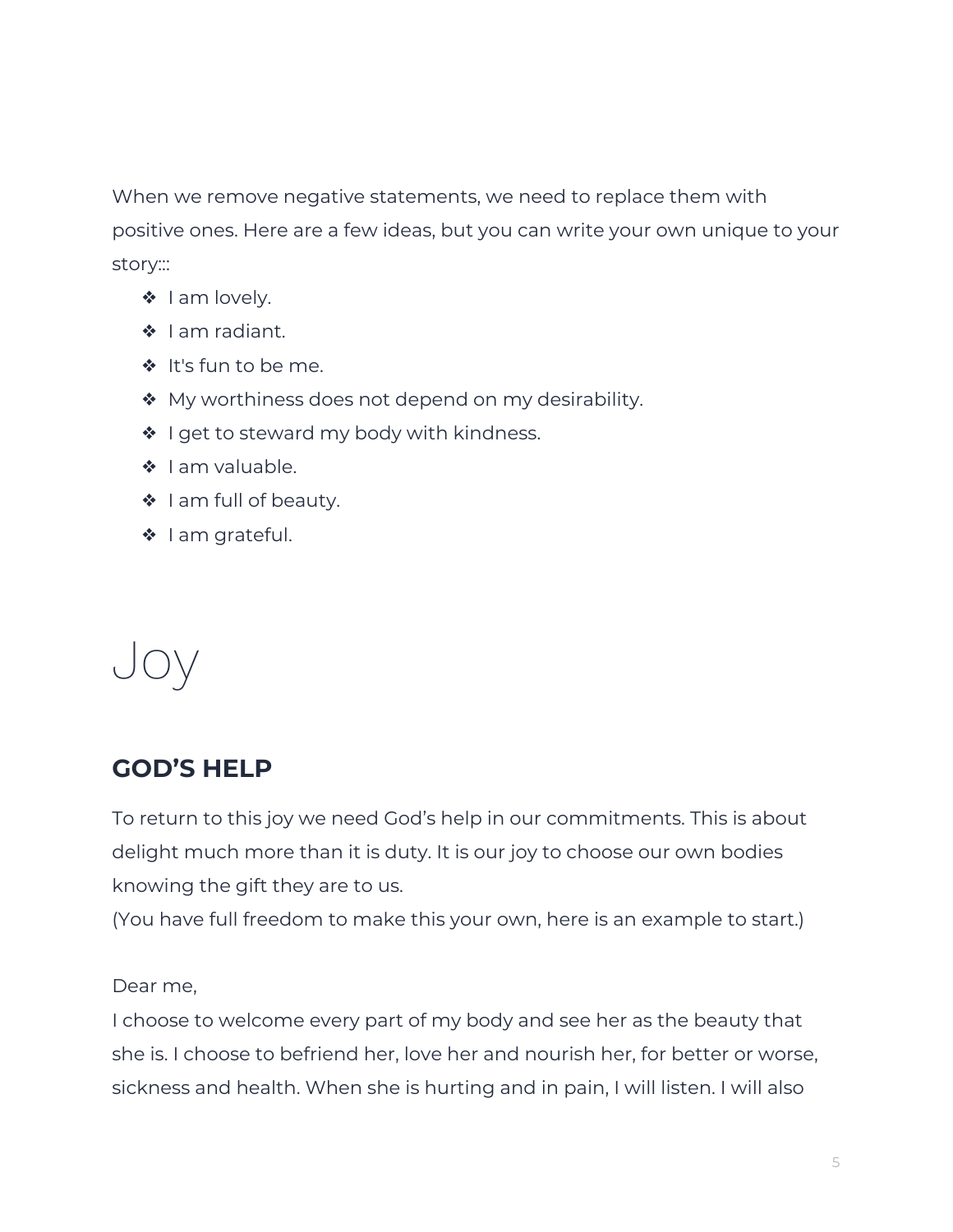When we remove negative statements, we need to replace them with positive ones. Here are a few ideas, but you can write your own unique to your story:::

- I am lovely.
- I am radiant.
- It's fun to be me.
- My worthiness does not depend on my desirability.
- I get to steward my body with kindness.
- I am valuable.
- I am full of beauty.
- I am grateful.

# Joy

## GOD'S HELP

To return to this joy we need God's help in our commitments. This is about delight much more than it is duty. It is our joy to choose our own bodies knowing the gift they are to us.
(You have full freedom to make this your own, here is an example to start.)

Dear me,
I choose to welcome every part of my body and see her as the beauty that she is. I choose to befriend her, love her and nourish her, for better or worse, sickness and health. When she is hurting and in pain, I will listen. I will also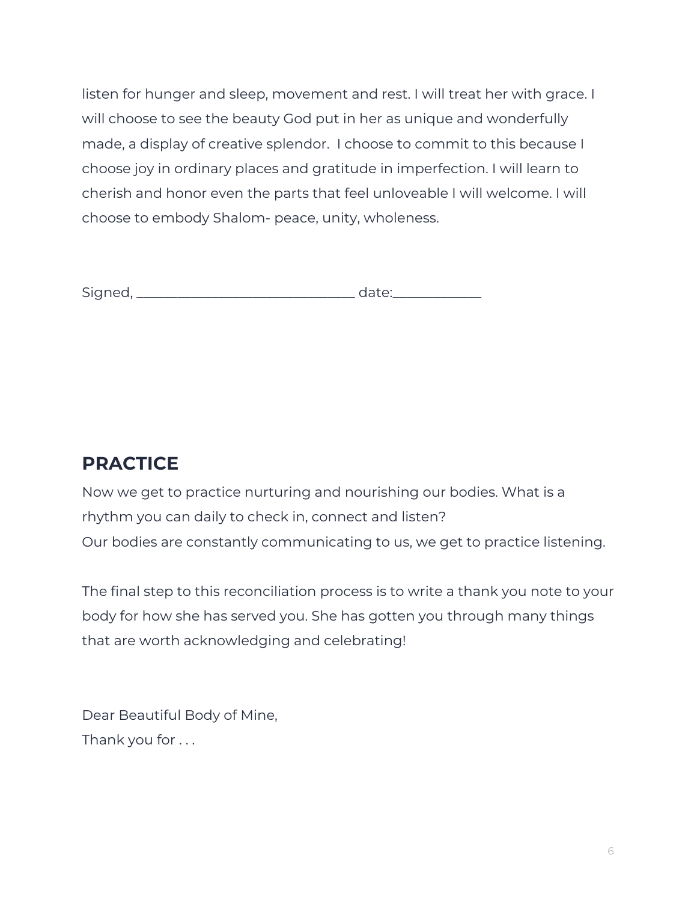listen for hunger and sleep, movement and rest. I will treat her with grace. I will choose to see the beauty God put in her as unique and wonderfully made, a display of creative splendor. I choose to commit to this because I choose joy in ordinary places and gratitude in imperfection. I will learn to cherish and honor even the parts that feel unloveable I will welcome. I will choose to embody Shalom- peace, unity, wholeness.

Signed, ______________________________ date:____________

## PRACTICE

Now we get to practice nurturing and nourishing our bodies. What is a rhythm you can daily to check in, connect and listen?
Our bodies are constantly communicating to us, we get to practice listening.

The final step to this reconciliation process is to write a thank you note to your body for how she has served you. She has gotten you through many things that are worth acknowledging and celebrating!

Dear Beautiful Body of Mine,
Thank you for . . .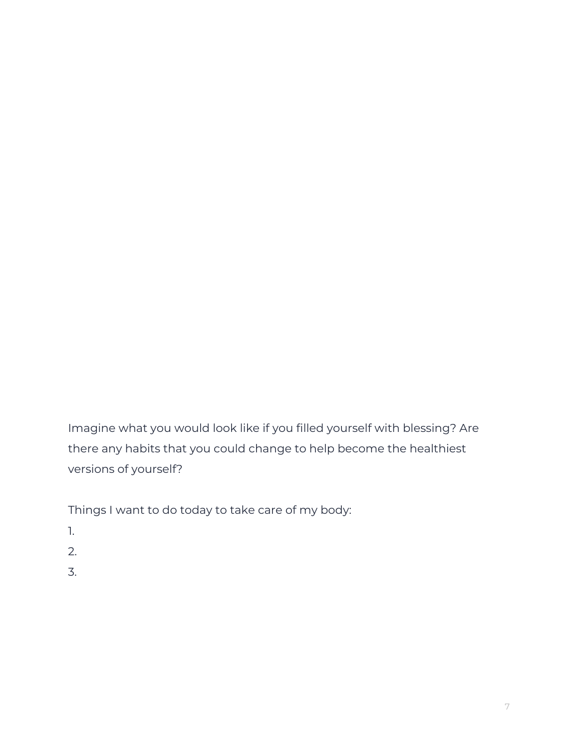Imagine what you would look like if you filled yourself with blessing? Are there any habits that you could change to help become the healthiest versions of yourself?

Things I want to do today to take care of my body:

1.
2.
3.